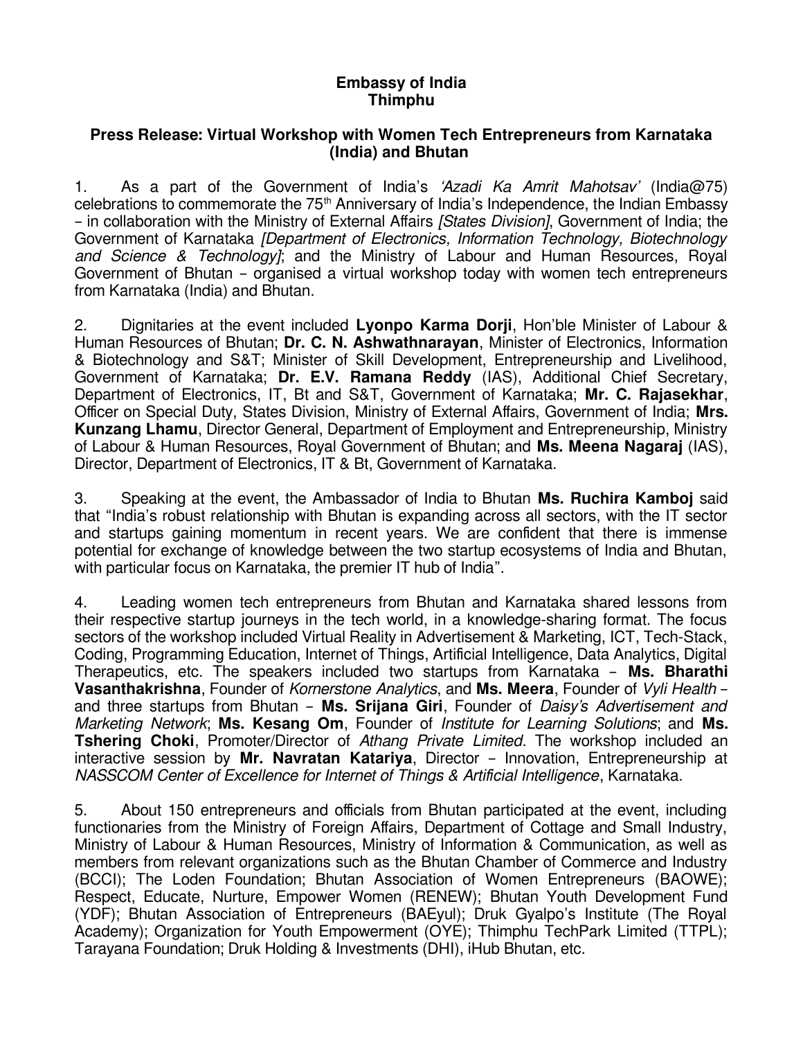**Embassy of India**
**Thimphu**

**Press Release: Virtual Workshop with Women Tech Entrepreneurs from Karnataka (India) and Bhutan**

1. As a part of the Government of India's *'Azadi Ka Amrit Mahotsav'* (India@75) celebrations to commemorate the 75th Anniversary of India's Independence, the Indian Embassy – in collaboration with the Ministry of External Affairs *[States Division]*, Government of India; the Government of Karnataka *[Department of Electronics, Information Technology, Biotechnology and Science & Technology]*; and the Ministry of Labour and Human Resources, Royal Government of Bhutan – organised a virtual workshop today with women tech entrepreneurs from Karnataka (India) and Bhutan.

2. Dignitaries at the event included **Lyonpo Karma Dorji**, Hon'ble Minister of Labour & Human Resources of Bhutan; **Dr. C. N. Ashwathnarayan**, Minister of Electronics, Information & Biotechnology and S&T; Minister of Skill Development, Entrepreneurship and Livelihood, Government of Karnataka; **Dr. E.V. Ramana Reddy** (IAS), Additional Chief Secretary, Department of Electronics, IT, Bt and S&T, Government of Karnataka; **Mr. C. Rajasekhar**, Officer on Special Duty, States Division, Ministry of External Affairs, Government of India; **Mrs. Kunzang Lhamu**, Director General, Department of Employment and Entrepreneurship, Ministry of Labour & Human Resources, Royal Government of Bhutan; and **Ms. Meena Nagaraj** (IAS), Director, Department of Electronics, IT & Bt, Government of Karnataka.

3. Speaking at the event, the Ambassador of India to Bhutan **Ms. Ruchira Kamboj** said that "India's robust relationship with Bhutan is expanding across all sectors, with the IT sector and startups gaining momentum in recent years. We are confident that there is immense potential for exchange of knowledge between the two startup ecosystems of India and Bhutan, with particular focus on Karnataka, the premier IT hub of India".

4. Leading women tech entrepreneurs from Bhutan and Karnataka shared lessons from their respective startup journeys in the tech world, in a knowledge-sharing format. The focus sectors of the workshop included Virtual Reality in Advertisement & Marketing, ICT, Tech-Stack, Coding, Programming Education, Internet of Things, Artificial Intelligence, Data Analytics, Digital Therapeutics, etc. The speakers included two startups from Karnataka – **Ms. Bharathi Vasanthakrishna**, Founder of *Kornerstone Analytics*, and **Ms. Meera**, Founder of *Vyli Health* – and three startups from Bhutan – **Ms. Srijana Giri**, Founder of *Daisy's Advertisement and Marketing Network*; **Ms. Kesang Om**, Founder of *Institute for Learning Solutions*; and **Ms. Tshering Choki**, Promoter/Director of *Athang Private Limited*. The workshop included an interactive session by **Mr. Navratan Katariya**, Director – Innovation, Entrepreneurship at *NASSCOM Center of Excellence for Internet of Things & Artificial Intelligence*, Karnataka.

5. About 150 entrepreneurs and officials from Bhutan participated at the event, including functionaries from the Ministry of Foreign Affairs, Department of Cottage and Small Industry, Ministry of Labour & Human Resources, Ministry of Information & Communication, as well as members from relevant organizations such as the Bhutan Chamber of Commerce and Industry (BCCI); The Loden Foundation; Bhutan Association of Women Entrepreneurs (BAOWE); Respect, Educate, Nurture, Empower Women (RENEW); Bhutan Youth Development Fund (YDF); Bhutan Association of Entrepreneurs (BAEyul); Druk Gyalpo's Institute (The Royal Academy); Organization for Youth Empowerment (OYE); Thimphu TechPark Limited (TTPL); Tarayana Foundation; Druk Holding & Investments (DHI), iHub Bhutan, etc.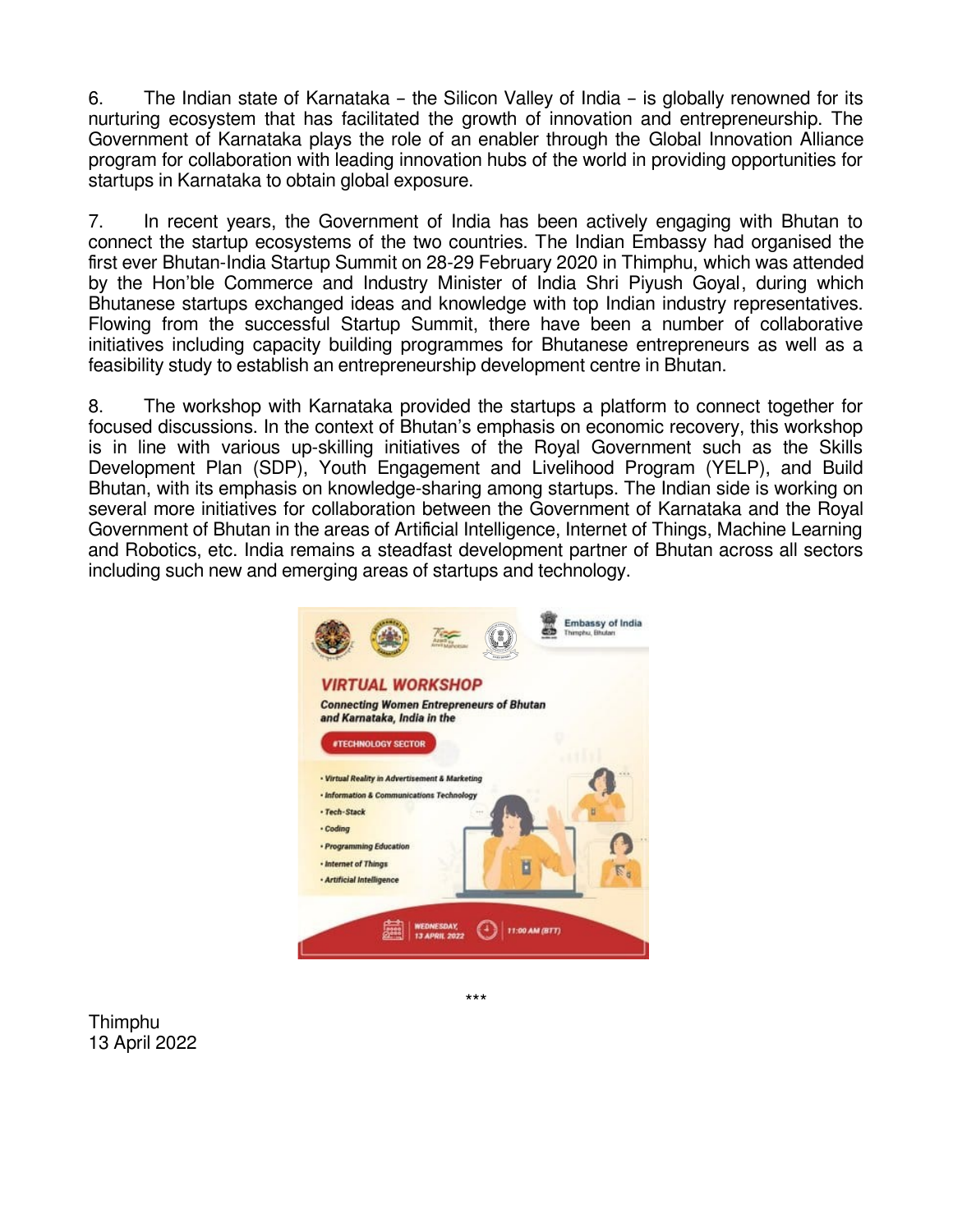6. The Indian state of Karnataka – the Silicon Valley of India – is globally renowned for its nurturing ecosystem that has facilitated the growth of innovation and entrepreneurship. The Government of Karnataka plays the role of an enabler through the Global Innovation Alliance program for collaboration with leading innovation hubs of the world in providing opportunities for startups in Karnataka to obtain global exposure.

7. In recent years, the Government of India has been actively engaging with Bhutan to connect the startup ecosystems of the two countries. The Indian Embassy had organised the first ever Bhutan-India Startup Summit on 28-29 February 2020 in Thimphu, which was attended by the Hon'ble Commerce and Industry Minister of India Shri Piyush Goyal, during which Bhutanese startups exchanged ideas and knowledge with top Indian industry representatives. Flowing from the successful Startup Summit, there have been a number of collaborative initiatives including capacity building programmes for Bhutanese entrepreneurs as well as a feasibility study to establish an entrepreneurship development centre in Bhutan.

8. The workshop with Karnataka provided the startups a platform to connect together for focused discussions. In the context of Bhutan's emphasis on economic recovery, this workshop is in line with various up-skilling initiatives of the Royal Government such as the Skills Development Plan (SDP), Youth Engagement and Livelihood Program (YELP), and Build Bhutan, with its emphasis on knowledge-sharing among startups. The Indian side is working on several more initiatives for collaboration between the Government of Karnataka and the Royal Government of Bhutan in the areas of Artificial Intelligence, Internet of Things, Machine Learning and Robotics, etc. India remains a steadfast development partner of Bhutan across all sectors including such new and emerging areas of startups and technology.

Embassy of India
Thimphu, Bhutan

VIRTUAL WORKSHOP

Connecting Women Entrepreneurs of Bhutan and Karnataka, India in the

#TECHNOLOGY SECTOR

- Virtual Reality in Advertisement & Marketing
- Information & Communications Technology
- Tech-Stack
- Coding
- Programming Education
- Internet of Things
- Artificial Intelligence

WEDNESDAY, 13 APRIL 2022 | 11:00 AM (BTT)

\*\*\*

Thimphu
13 April 2022